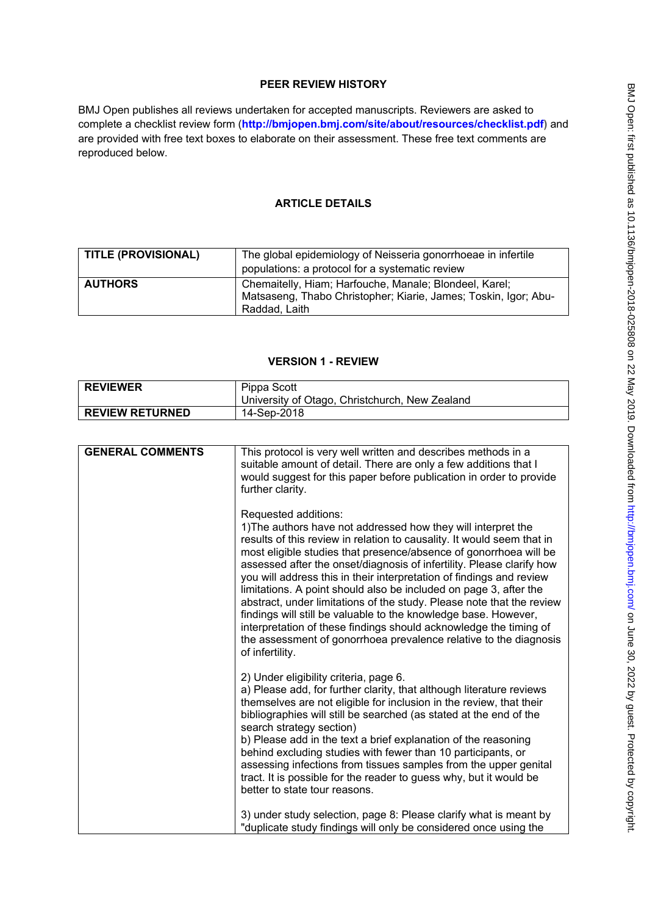## PEER REVIEW HISTORY

BMJ Open publishes all reviews undertaken for accepted manuscripts. Reviewers are asked to complete a checklist review form (**http://bmjopen.bmj.com/site/about/resources/checklist.pdf**) and are provided with free text boxes to elaborate on their assessment. These free text comments are reproduced below.

## ARTICLE DETAILS

| **TITLE (PROVISIONAL)** | The global epidemiology of Neisseria gonorrhoeae in infertile populations: a protocol for a systematic review |
|---|---|
| **AUTHORS** | Chemaitelly, Hiam; Harfouche, Manale; Blondeel, Karel; Matsaseng, Thabo Christopher; Kiarie, James; Toskin, Igor; Abu-Raddad, Laith |

## VERSION 1 - REVIEW

| **REVIEWER** | Pippa Scott<br>University of Otago, Christchurch, New Zealand |
|---|---|
| **REVIEW RETURNED** | 14-Sep-2018 |

| **GENERAL COMMENTS** | This protocol is very well written and describes methods in a suitable amount of detail. There are only a few additions that I would suggest for this paper before publication in order to provide further clarity.<br><br>Requested additions:<br>1)The authors have not addressed how they will interpret the results of this review in relation to causality. It would seem that in most eligible studies that presence/absence of gonorrhoea will be assessed after the onset/diagnosis of infertility. Please clarify how you will address this in their interpretation of findings and review limitations. A point should also be included on page 3, after the abstract, under limitations of the study. Please note that the review findings will still be valuable to the knowledge base. However, interpretation of these findings should acknowledge the timing of the assessment of gonorrhoea prevalence relative to the diagnosis of infertility.<br><br>2) Under eligibility criteria, page 6.<br>a) Please add, for further clarity, that although literature reviews themselves are not eligible for inclusion in the review, that their bibliographies will still be searched (as stated at the end of the search strategy section)<br>b) Please add in the text a brief explanation of the reasoning behind excluding studies with fewer than 10 participants, or assessing infections from tissues samples from the upper genital tract. It is possible for the reader to guess why, but it would be better to state tour reasons.<br><br>3) under study selection, page 8: Please clarify what is meant by "duplicate study findings will only be considered once using the |
|---|---|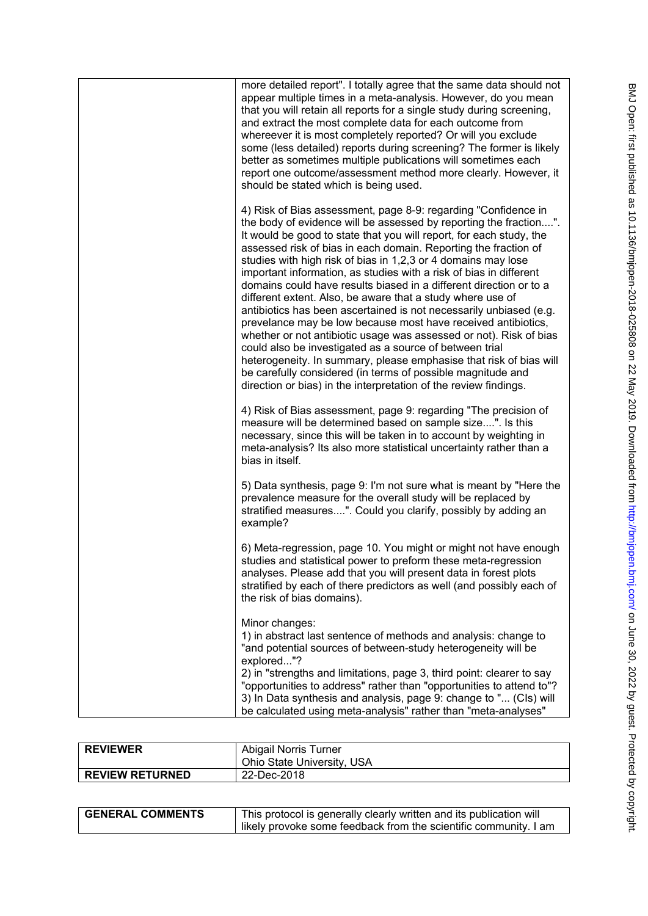| | more detailed report". I totally agree that the same data should not appear multiple times in a meta-analysis. However, do you mean that you will retain all reports for a single study during screening, and extract the most complete data for each outcome from whereever it is most completely reported? Or will you exclude some (less detailed) reports during screening? The former is likely better as sometimes multiple publications will sometimes each report one outcome/assessment method more clearly. However, it should be stated which is being used.<br><br>4) Risk of Bias assessment, page 8-9: regarding "Confidence in the body of evidence will be assessed by reporting the fraction....". It would be good to state that you will report, for each study, the assessed risk of bias in each domain. Reporting the fraction of studies with high risk of bias in 1,2,3 or 4 domains may lose important information, as studies with a risk of bias in different domains could have results biased in a different direction or to a different extent. Also, be aware that a study where use of antibiotics has been ascertained is not necessarily unbiased (e.g. prevelance may be low because most have received antibiotics, whether or not antibiotic usage was assessed or not). Risk of bias could also be investigated as a source of between trial heterogeneity. In summary, please emphasise that risk of bias will be carefully considered (in terms of possible magnitude and direction or bias) in the interpretation of the review findings.<br><br>4) Risk of Bias assessment, page 9: regarding "The precision of measure will be determined based on sample size....". Is this necessary, since this will be taken in to account by weighting in meta-analysis? Its also more statistical uncertainty rather than a bias in itself.<br><br>5) Data synthesis, page 9: I'm not sure what is meant by "Here the prevalence measure for the overall study will be replaced by stratified measures....". Could you clarify, possibly by adding an example?<br><br>6) Meta-regression, page 10. You might or might not have enough studies and statistical power to preform these meta-regression analyses. Please add that you will present data in forest plots stratified by each of there predictors as well (and possibly each of the risk of bias domains).<br><br>Minor changes:<br>1) in abstract last sentence of methods and analysis: change to "and potential sources of between-study heterogeneity will be explored..."?<br>2) in "strengths and limitations, page 3, third point: clearer to say "opportunities to address" rather than "opportunities to attend to"?<br>3) In Data synthesis and analysis, page 9: change to "... (CIs) will be calculated using meta-analysis" rather than "meta-analyses" |
|---|---|

| REVIEWER | Abigail Norris Turner<br>Ohio State University, USA |
|---|---|
| REVIEW RETURNED | 22-Dec-2018 |

| GENERAL COMMENTS | This protocol is generally clearly written and its publication will likely provoke some feedback from the scientific community. I am |
|---|---|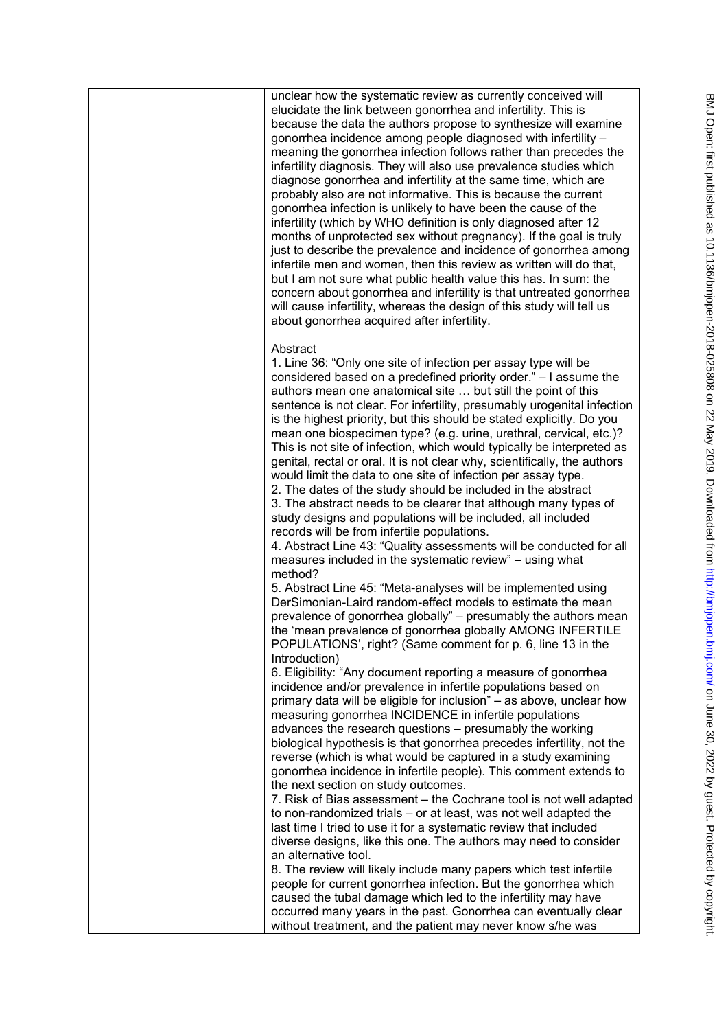unclear how the systematic review as currently conceived will elucidate the link between gonorrhea and infertility. This is because the data the authors propose to synthesize will examine gonorrhea incidence among people diagnosed with infertility – meaning the gonorrhea infection follows rather than precedes the infertility diagnosis. They will also use prevalence studies which diagnose gonorrhea and infertility at the same time, which are probably also are not informative. This is because the current gonorrhea infection is unlikely to have been the cause of the infertility (which by WHO definition is only diagnosed after 12 months of unprotected sex without pregnancy). If the goal is truly just to describe the prevalence and incidence of gonorrhea among infertile men and women, then this review as written will do that, but I am not sure what public health value this has. In sum: the concern about gonorrhea and infertility is that untreated gonorrhea will cause infertility, whereas the design of this study will tell us about gonorrhea acquired after infertility.

Abstract

1. Line 36: "Only one site of infection per assay type will be considered based on a predefined priority order." – I assume the authors mean one anatomical site … but still the point of this sentence is not clear. For infertility, presumably urogenital infection is the highest priority, but this should be stated explicitly. Do you mean one biospecimen type? (e.g. urine, urethral, cervical, etc.)? This is not site of infection, which would typically be interpreted as genital, rectal or oral. It is not clear why, scientifically, the authors would limit the data to one site of infection per assay type.
2. The dates of the study should be included in the abstract
3. The abstract needs to be clearer that although many types of study designs and populations will be included, all included records will be from infertile populations.
4. Abstract Line 43: "Quality assessments will be conducted for all measures included in the systematic review" – using what method?
5. Abstract Line 45: "Meta-analyses will be implemented using DerSimonian-Laird random-effect models to estimate the mean prevalence of gonorrhea globally" – presumably the authors mean the 'mean prevalence of gonorrhea globally AMONG INFERTILE POPULATIONS', right? (Same comment for p. 6, line 13 in the Introduction)
6. Eligibility: "Any document reporting a measure of gonorrhea incidence and/or prevalence in infertile populations based on primary data will be eligible for inclusion" – as above, unclear how measuring gonorrhea INCIDENCE in infertile populations advances the research questions – presumably the working biological hypothesis is that gonorrhea precedes infertility, not the reverse (which is what would be captured in a study examining gonorrhea incidence in infertile people). This comment extends to the next section on study outcomes.
7. Risk of Bias assessment – the Cochrane tool is not well adapted to non-randomized trials – or at least, was not well adapted the last time I tried to use it for a systematic review that included diverse designs, like this one. The authors may need to consider an alternative tool.
8. The review will likely include many papers which test infertile people for current gonorrhea infection. But the gonorrhea which caused the tubal damage which led to the infertility may have occurred many years in the past. Gonorrhea can eventually clear without treatment, and the patient may never know s/he was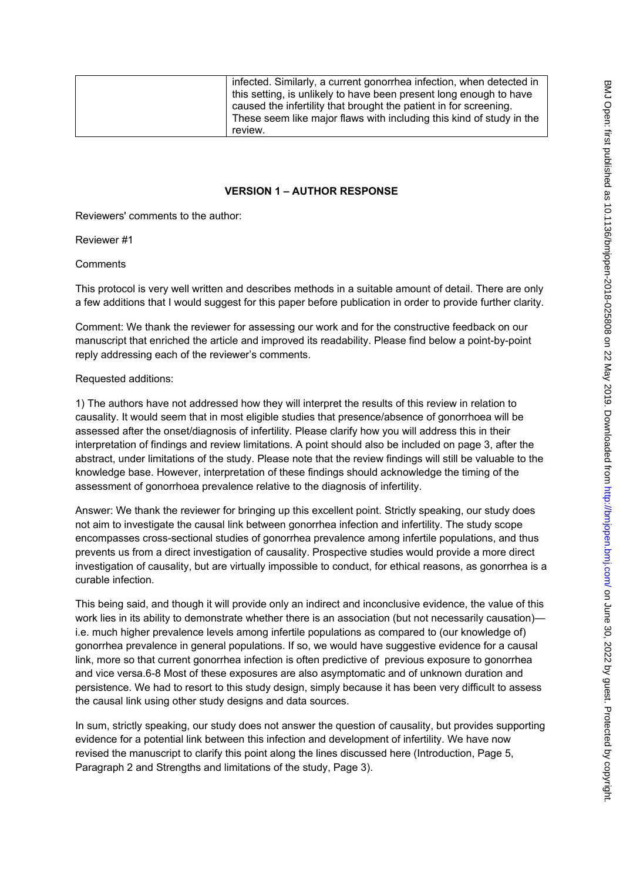| | infected. Similarly, a current gonorrhea infection, when detected in this setting, is unlikely to have been present long enough to have caused the infertility that brought the patient in for screening. These seem like major flaws with including this kind of study in the review. |
|---|---|

## VERSION 1 – AUTHOR RESPONSE

Reviewers' comments to the author:

Reviewer #1

Comments

This protocol is very well written and describes methods in a suitable amount of detail. There are only a few additions that I would suggest for this paper before publication in order to provide further clarity.

Comment: We thank the reviewer for assessing our work and for the constructive feedback on our manuscript that enriched the article and improved its readability. Please find below a point-by-point reply addressing each of the reviewer's comments.

Requested additions:

1) The authors have not addressed how they will interpret the results of this review in relation to causality. It would seem that in most eligible studies that presence/absence of gonorrhoea will be assessed after the onset/diagnosis of infertility. Please clarify how you will address this in their interpretation of findings and review limitations. A point should also be included on page 3, after the abstract, under limitations of the study. Please note that the review findings will still be valuable to the knowledge base. However, interpretation of these findings should acknowledge the timing of the assessment of gonorrhoea prevalence relative to the diagnosis of infertility.

Answer: We thank the reviewer for bringing up this excellent point. Strictly speaking, our study does not aim to investigate the causal link between gonorrhea infection and infertility. The study scope encompasses cross-sectional studies of gonorrhea prevalence among infertile populations, and thus prevents us from a direct investigation of causality. Prospective studies would provide a more direct investigation of causality, but are virtually impossible to conduct, for ethical reasons, as gonorrhea is a curable infection.

This being said, and though it will provide only an indirect and inconclusive evidence, the value of this work lies in its ability to demonstrate whether there is an association (but not necessarily causation)—i.e. much higher prevalence levels among infertile populations as compared to (our knowledge of) gonorrhea prevalence in general populations. If so, we would have suggestive evidence for a causal link, more so that current gonorrhea infection is often predictive of previous exposure to gonorrhea and vice versa.[6-8] Most of these exposures are also asymptomatic and of unknown duration and persistence. We had to resort to this study design, simply because it has been very difficult to assess the causal link using other study designs and data sources.

In sum, strictly speaking, our study does not answer the question of causality, but provides supporting evidence for a potential link between this infection and development of infertility. We have now revised the manuscript to clarify this point along the lines discussed here (Introduction, Page 5, Paragraph 2 and Strengths and limitations of the study, Page 3).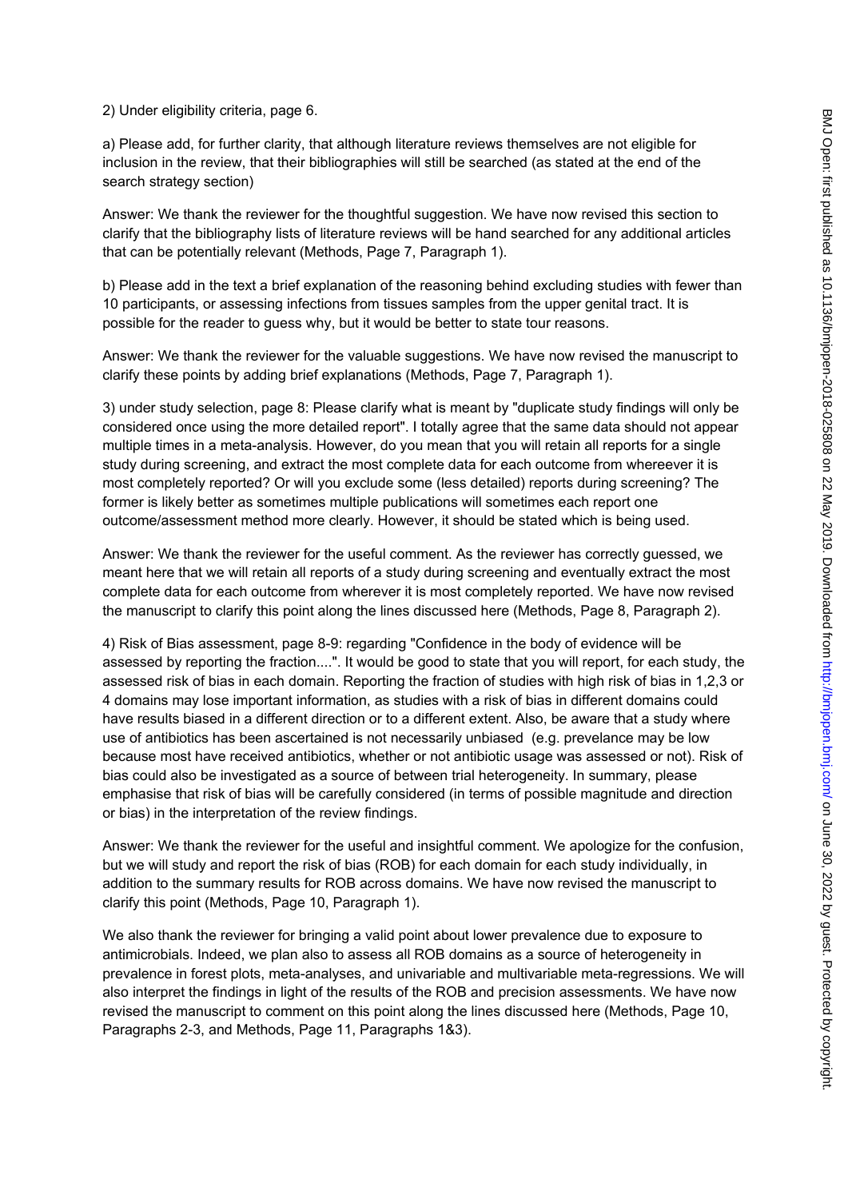2) Under eligibility criteria, page 6.

a) Please add, for further clarity, that although literature reviews themselves are not eligible for inclusion in the review, that their bibliographies will still be searched (as stated at the end of the search strategy section)

Answer: We thank the reviewer for the thoughtful suggestion. We have now revised this section to clarify that the bibliography lists of literature reviews will be hand searched for any additional articles that can be potentially relevant (Methods, Page 7, Paragraph 1).

b) Please add in the text a brief explanation of the reasoning behind excluding studies with fewer than 10 participants, or assessing infections from tissues samples from the upper genital tract. It is possible for the reader to guess why, but it would be better to state tour reasons.

Answer: We thank the reviewer for the valuable suggestions. We have now revised the manuscript to clarify these points by adding brief explanations (Methods, Page 7, Paragraph 1).

3) under study selection, page 8: Please clarify what is meant by "duplicate study findings will only be considered once using the more detailed report". I totally agree that the same data should not appear multiple times in a meta-analysis. However, do you mean that you will retain all reports for a single study during screening, and extract the most complete data for each outcome from whereever it is most completely reported? Or will you exclude some (less detailed) reports during screening? The former is likely better as sometimes multiple publications will sometimes each report one outcome/assessment method more clearly. However, it should be stated which is being used.

Answer: We thank the reviewer for the useful comment. As the reviewer has correctly guessed, we meant here that we will retain all reports of a study during screening and eventually extract the most complete data for each outcome from wherever it is most completely reported. We have now revised the manuscript to clarify this point along the lines discussed here (Methods, Page 8, Paragraph 2).

4) Risk of Bias assessment, page 8-9: regarding "Confidence in the body of evidence will be assessed by reporting the fraction....". It would be good to state that you will report, for each study, the assessed risk of bias in each domain. Reporting the fraction of studies with high risk of bias in 1,2,3 or 4 domains may lose important information, as studies with a risk of bias in different domains could have results biased in a different direction or to a different extent. Also, be aware that a study where use of antibiotics has been ascertained is not necessarily unbiased (e.g. prevelance may be low because most have received antibiotics, whether or not antibiotic usage was assessed or not). Risk of bias could also be investigated as a source of between trial heterogeneity. In summary, please emphasise that risk of bias will be carefully considered (in terms of possible magnitude and direction or bias) in the interpretation of the review findings.

Answer: We thank the reviewer for the useful and insightful comment. We apologize for the confusion, but we will study and report the risk of bias (ROB) for each domain for each study individually, in addition to the summary results for ROB across domains. We have now revised the manuscript to clarify this point (Methods, Page 10, Paragraph 1).

We also thank the reviewer for bringing a valid point about lower prevalence due to exposure to antimicrobials. Indeed, we plan also to assess all ROB domains as a source of heterogeneity in prevalence in forest plots, meta-analyses, and univariable and multivariable meta-regressions. We will also interpret the findings in light of the results of the ROB and precision assessments. We have now revised the manuscript to comment on this point along the lines discussed here (Methods, Page 10, Paragraphs 2-3, and Methods, Page 11, Paragraphs 1&3).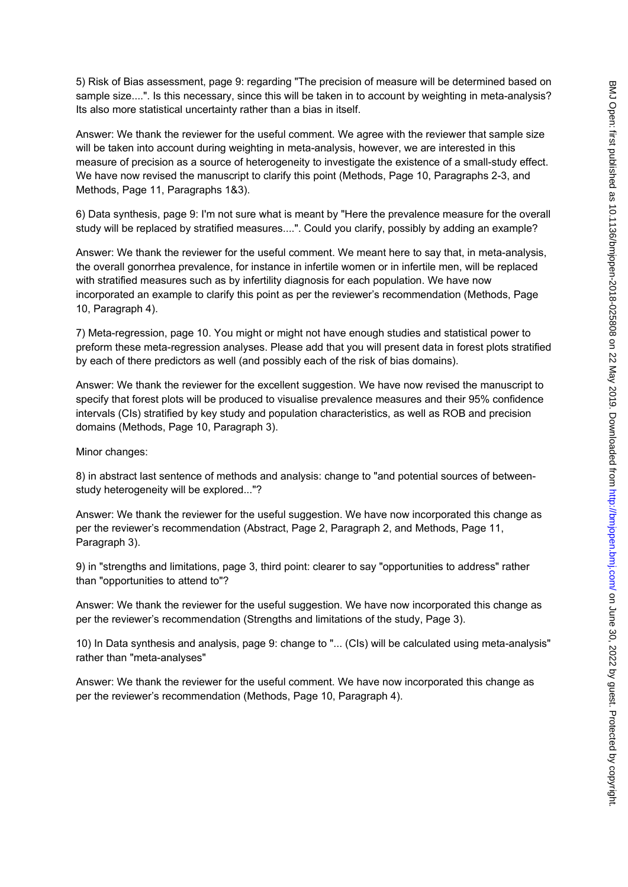5) Risk of Bias assessment, page 9: regarding "The precision of measure will be determined based on sample size....". Is this necessary, since this will be taken in to account by weighting in meta-analysis? Its also more statistical uncertainty rather than a bias in itself.

Answer: We thank the reviewer for the useful comment. We agree with the reviewer that sample size will be taken into account during weighting in meta-analysis, however, we are interested in this measure of precision as a source of heterogeneity to investigate the existence of a small-study effect. We have now revised the manuscript to clarify this point (Methods, Page 10, Paragraphs 2-3, and Methods, Page 11, Paragraphs 1&3).

6) Data synthesis, page 9: I'm not sure what is meant by "Here the prevalence measure for the overall study will be replaced by stratified measures....". Could you clarify, possibly by adding an example?

Answer: We thank the reviewer for the useful comment. We meant here to say that, in meta-analysis, the overall gonorrhea prevalence, for instance in infertile women or in infertile men, will be replaced with stratified measures such as by infertility diagnosis for each population. We have now incorporated an example to clarify this point as per the reviewer's recommendation (Methods, Page 10, Paragraph 4).

7) Meta-regression, page 10. You might or might not have enough studies and statistical power to preform these meta-regression analyses. Please add that you will present data in forest plots stratified by each of there predictors as well (and possibly each of the risk of bias domains).

Answer: We thank the reviewer for the excellent suggestion. We have now revised the manuscript to specify that forest plots will be produced to visualise prevalence measures and their 95% confidence intervals (CIs) stratified by key study and population characteristics, as well as ROB and precision domains (Methods, Page 10, Paragraph 3).

Minor changes:

8) in abstract last sentence of methods and analysis: change to "and potential sources of between-study heterogeneity will be explored..."?

Answer: We thank the reviewer for the useful suggestion. We have now incorporated this change as per the reviewer's recommendation (Abstract, Page 2, Paragraph 2, and Methods, Page 11, Paragraph 3).

9) in "strengths and limitations, page 3, third point: clearer to say "opportunities to address" rather than "opportunities to attend to"?

Answer: We thank the reviewer for the useful suggestion. We have now incorporated this change as per the reviewer's recommendation (Strengths and limitations of the study, Page 3).

10) In Data synthesis and analysis, page 9: change to "... (CIs) will be calculated using meta-analysis" rather than "meta-analyses"

Answer: We thank the reviewer for the useful comment. We have now incorporated this change as per the reviewer's recommendation (Methods, Page 10, Paragraph 4).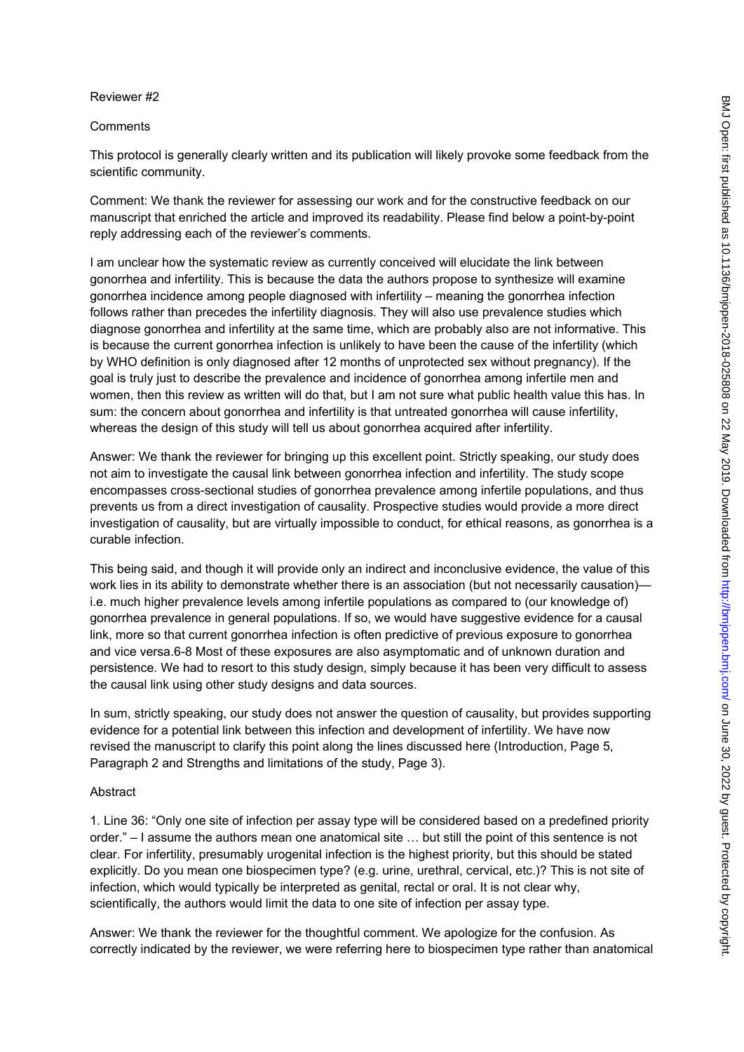Reviewer #2

Comments

This protocol is generally clearly written and its publication will likely provoke some feedback from the scientific community.

Comment: We thank the reviewer for assessing our work and for the constructive feedback on our manuscript that enriched the article and improved its readability. Please find below a point-by-point reply addressing each of the reviewer's comments.

I am unclear how the systematic review as currently conceived will elucidate the link between gonorrhea and infertility. This is because the data the authors propose to synthesize will examine gonorrhea incidence among people diagnosed with infertility – meaning the gonorrhea infection follows rather than precedes the infertility diagnosis. They will also use prevalence studies which diagnose gonorrhea and infertility at the same time, which are probably also are not informative. This is because the current gonorrhea infection is unlikely to have been the cause of the infertility (which by WHO definition is only diagnosed after 12 months of unprotected sex without pregnancy). If the goal is truly just to describe the prevalence and incidence of gonorrhea among infertile men and women, then this review as written will do that, but I am not sure what public health value this has. In sum: the concern about gonorrhea and infertility is that untreated gonorrhea will cause infertility, whereas the design of this study will tell us about gonorrhea acquired after infertility.

Answer: We thank the reviewer for bringing up this excellent point. Strictly speaking, our study does not aim to investigate the causal link between gonorrhea infection and infertility. The study scope encompasses cross-sectional studies of gonorrhea prevalence among infertile populations, and thus prevents us from a direct investigation of causality. Prospective studies would provide a more direct investigation of causality, but are virtually impossible to conduct, for ethical reasons, as gonorrhea is a curable infection.

This being said, and though it will provide only an indirect and inconclusive evidence, the value of this work lies in its ability to demonstrate whether there is an association (but not necessarily causation)—i.e. much higher prevalence levels among infertile populations as compared to (our knowledge of) gonorrhea prevalence in general populations. If so, we would have suggestive evidence for a causal link, more so that current gonorrhea infection is often predictive of previous exposure to gonorrhea and vice versa.[6-8] Most of these exposures are also asymptomatic and of unknown duration and persistence. We had to resort to this study design, simply because it has been very difficult to assess the causal link using other study designs and data sources.

In sum, strictly speaking, our study does not answer the question of causality, but provides supporting evidence for a potential link between this infection and development of infertility. We have now revised the manuscript to clarify this point along the lines discussed here (Introduction, Page 5, Paragraph 2 and Strengths and limitations of the study, Page 3).

Abstract

1. Line 36: "Only one site of infection per assay type will be considered based on a predefined priority order." – I assume the authors mean one anatomical site … but still the point of this sentence is not clear. For infertility, presumably urogenital infection is the highest priority, but this should be stated explicitly. Do you mean one biospecimen type? (e.g. urine, urethral, cervical, etc.)? This is not site of infection, which would typically be interpreted as genital, rectal or oral. It is not clear why, scientifically, the authors would limit the data to one site of infection per assay type.

Answer: We thank the reviewer for the thoughtful comment. We apologize for the confusion. As correctly indicated by the reviewer, we were referring here to biospecimen type rather than anatomical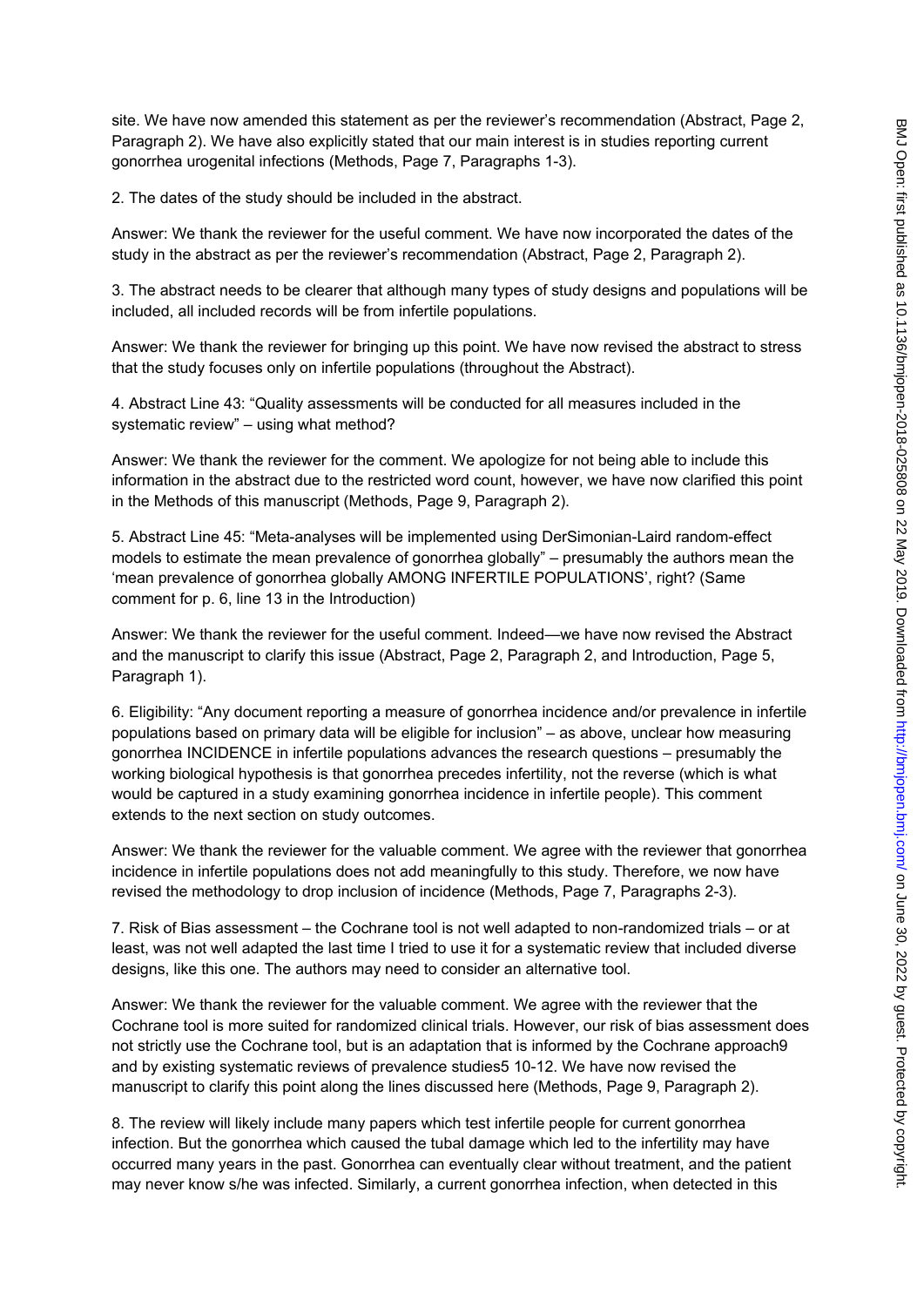site. We have now amended this statement as per the reviewer's recommendation (Abstract, Page 2, Paragraph 2). We have also explicitly stated that our main interest is in studies reporting current gonorrhea urogenital infections (Methods, Page 7, Paragraphs 1-3).

2. The dates of the study should be included in the abstract.

Answer: We thank the reviewer for the useful comment. We have now incorporated the dates of the study in the abstract as per the reviewer's recommendation (Abstract, Page 2, Paragraph 2).

3. The abstract needs to be clearer that although many types of study designs and populations will be included, all included records will be from infertile populations.

Answer: We thank the reviewer for bringing up this point. We have now revised the abstract to stress that the study focuses only on infertile populations (throughout the Abstract).

4. Abstract Line 43: "Quality assessments will be conducted for all measures included in the systematic review" – using what method?

Answer: We thank the reviewer for the comment. We apologize for not being able to include this information in the abstract due to the restricted word count, however, we have now clarified this point in the Methods of this manuscript (Methods, Page 9, Paragraph 2).

5. Abstract Line 45: "Meta-analyses will be implemented using DerSimonian-Laird random-effect models to estimate the mean prevalence of gonorrhea globally" – presumably the authors mean the 'mean prevalence of gonorrhea globally AMONG INFERTILE POPULATIONS', right? (Same comment for p. 6, line 13 in the Introduction)

Answer: We thank the reviewer for the useful comment. Indeed—we have now revised the Abstract and the manuscript to clarify this issue (Abstract, Page 2, Paragraph 2, and Introduction, Page 5, Paragraph 1).

6. Eligibility: "Any document reporting a measure of gonorrhea incidence and/or prevalence in infertile populations based on primary data will be eligible for inclusion" – as above, unclear how measuring gonorrhea INCIDENCE in infertile populations advances the research questions – presumably the working biological hypothesis is that gonorrhea precedes infertility, not the reverse (which is what would be captured in a study examining gonorrhea incidence in infertile people). This comment extends to the next section on study outcomes.

Answer: We thank the reviewer for the valuable comment. We agree with the reviewer that gonorrhea incidence in infertile populations does not add meaningfully to this study. Therefore, we now have revised the methodology to drop inclusion of incidence (Methods, Page 7, Paragraphs 2-3).

7. Risk of Bias assessment – the Cochrane tool is not well adapted to non-randomized trials – or at least, was not well adapted the last time I tried to use it for a systematic review that included diverse designs, like this one. The authors may need to consider an alternative tool.

Answer: We thank the reviewer for the valuable comment. We agree with the reviewer that the Cochrane tool is more suited for randomized clinical trials. However, our risk of bias assessment does not strictly use the Cochrane tool, but is an adaptation that is informed by the Cochrane approach[9] and by existing systematic reviews of prevalence studies[5 10-12]. We have now revised the manuscript to clarify this point along the lines discussed here (Methods, Page 9, Paragraph 2).

8. The review will likely include many papers which test infertile people for current gonorrhea infection. But the gonorrhea which caused the tubal damage which led to the infertility may have occurred many years in the past. Gonorrhea can eventually clear without treatment, and the patient may never know s/he was infected. Similarly, a current gonorrhea infection, when detected in this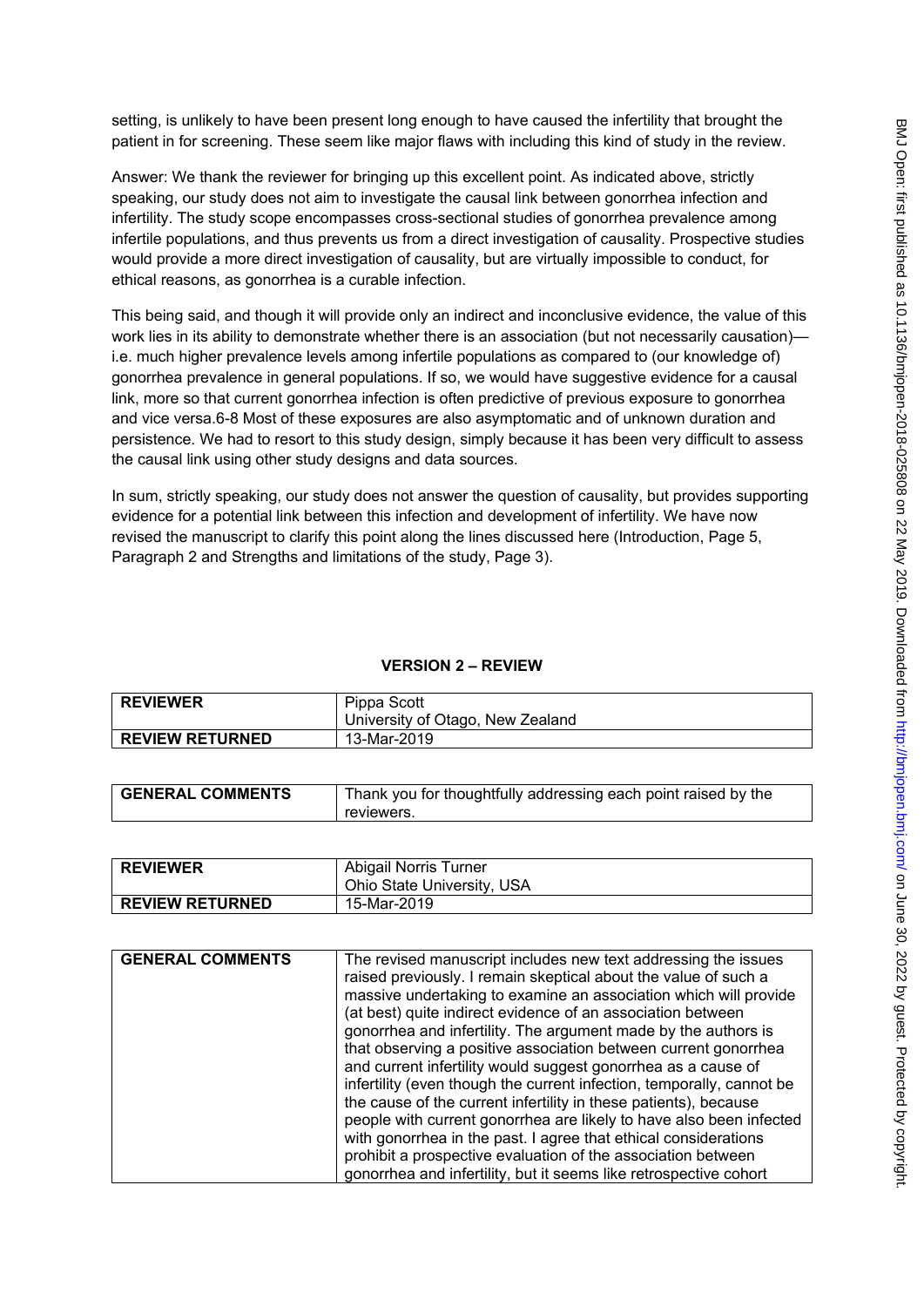setting, is unlikely to have been present long enough to have caused the infertility that brought the patient in for screening. These seem like major flaws with including this kind of study in the review.

Answer: We thank the reviewer for bringing up this excellent point. As indicated above, strictly speaking, our study does not aim to investigate the causal link between gonorrhea infection and infertility. The study scope encompasses cross-sectional studies of gonorrhea prevalence among infertile populations, and thus prevents us from a direct investigation of causality. Prospective studies would provide a more direct investigation of causality, but are virtually impossible to conduct, for ethical reasons, as gonorrhea is a curable infection.

This being said, and though it will provide only an indirect and inconclusive evidence, the value of this work lies in its ability to demonstrate whether there is an association (but not necessarily causation)—i.e. much higher prevalence levels among infertile populations as compared to (our knowledge of) gonorrhea prevalence in general populations. If so, we would have suggestive evidence for a causal link, more so that current gonorrhea infection is often predictive of previous exposure to gonorrhea and vice versa.[6-8] Most of these exposures are also asymptomatic and of unknown duration and persistence. We had to resort to this study design, simply because it has been very difficult to assess the causal link using other study designs and data sources.

In sum, strictly speaking, our study does not answer the question of causality, but provides supporting evidence for a potential link between this infection and development of infertility. We have now revised the manuscript to clarify this point along the lines discussed here (Introduction, Page 5, Paragraph 2 and Strengths and limitations of the study, Page 3).

## VERSION 2 – REVIEW

| **REVIEWER** | Pippa Scott<br>University of Otago, New Zealand |
|---|---|
| **REVIEW RETURNED** | 13-Mar-2019 |

| **GENERAL COMMENTS** | Thank you for thoughtfully addressing each point raised by the reviewers. |
|---|---|

| **REVIEWER** | Abigail Norris Turner<br>Ohio State University, USA |
|---|---|
| **REVIEW RETURNED** | 15-Mar-2019 |

| **GENERAL COMMENTS** | The revised manuscript includes new text addressing the issues raised previously. I remain skeptical about the value of such a massive undertaking to examine an association which will provide (at best) quite indirect evidence of an association between gonorrhea and infertility. The argument made by the authors is that observing a positive association between current gonorrhea and current infertility would suggest gonorrhea as a cause of infertility (even though the current infection, temporally, cannot be the cause of the current infertility in these patients), because people with current gonorrhea are likely to have also been infected with gonorrhea in the past. I agree that ethical considerations prohibit a prospective evaluation of the association between gonorrhea and infertility, but it seems like retrospective cohort |
|---|---|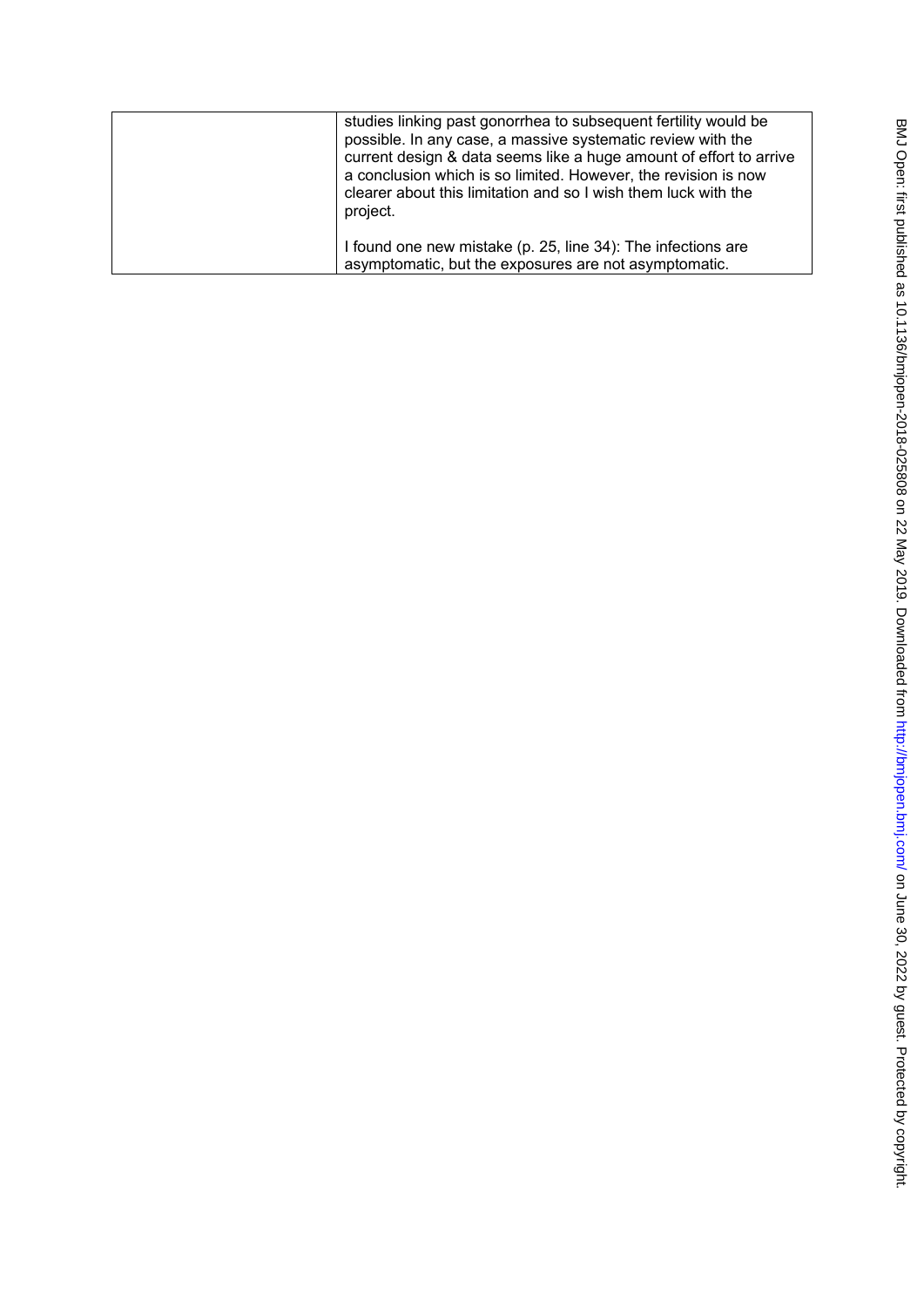| | |
|---|---|
| | studies linking past gonorrhea to subsequent fertility would be possible. In any case, a massive systematic review with the current design & data seems like a huge amount of effort to arrive a conclusion which is so limited. However, the revision is now clearer about this limitation and so I wish them luck with the project.<br><br>I found one new mistake (p. 25, line 34): The infections are asymptomatic, but the exposures are not asymptomatic. |